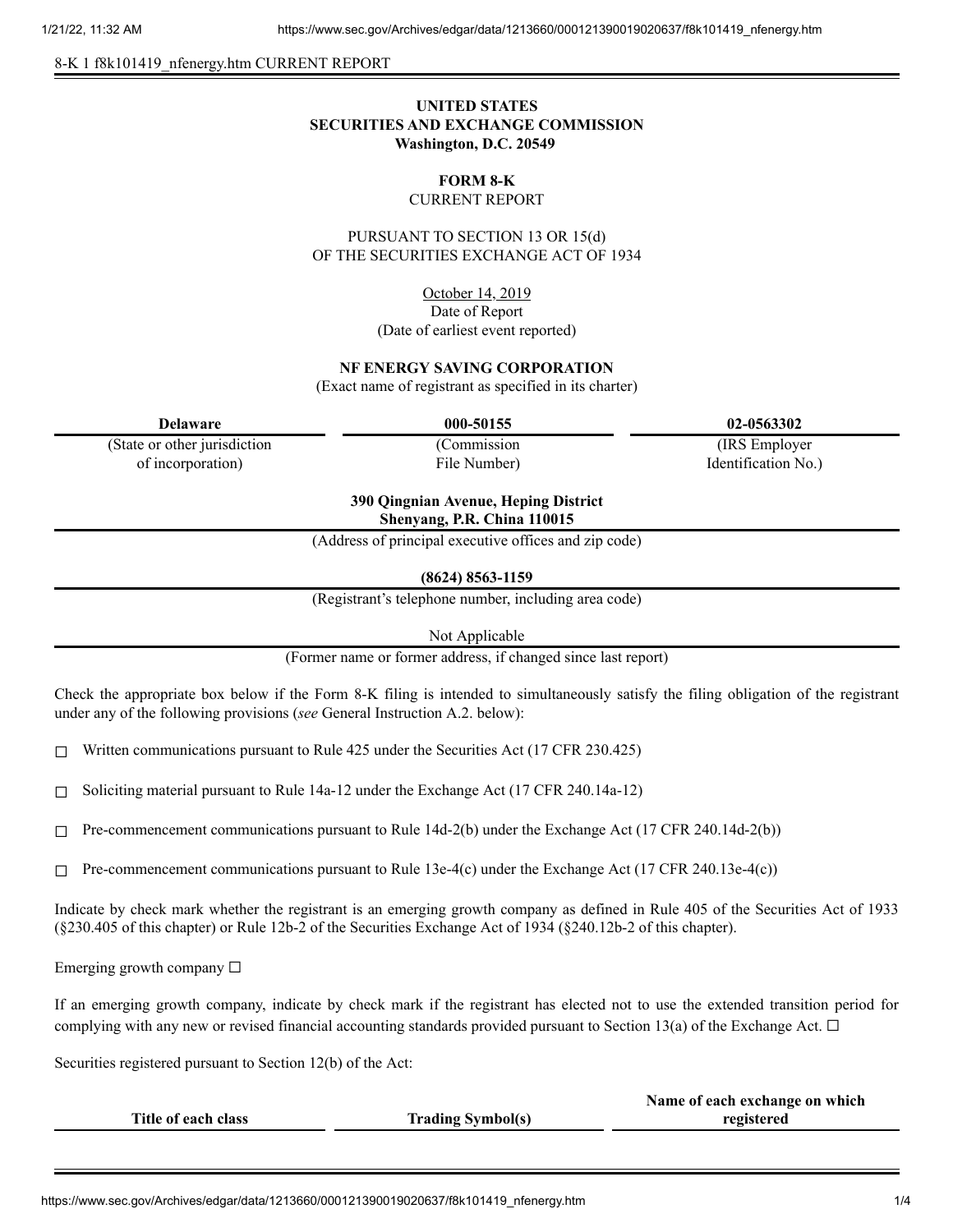8-K 1 f8k101419_nfenergy.htm CURRENT REPORT

**UNITED STATES**
**SECURITIES AND EXCHANGE COMMISSION**
**Washington, D.C. 20549**

**FORM 8-K**
CURRENT REPORT

PURSUANT TO SECTION 13 OR 15(d)
OF THE SECURITIES EXCHANGE ACT OF 1934

October 14, 2019
Date of Report
(Date of earliest event reported)

**NF ENERGY SAVING CORPORATION**
(Exact name of registrant as specified in its charter)

| **Delaware** | **000-50155** | **02-0563302** |
|---|---|---|
| (State or other jurisdiction of incorporation) | (Commission File Number) | (IRS Employer Identification No.) |

**390 Qingnian Avenue, Heping District**
**Shenyang, P.R. China 110015**
(Address of principal executive offices and zip code)

**(8624) 8563-1159**
(Registrant's telephone number, including area code)

Not Applicable
(Former name or former address, if changed since last report)

Check the appropriate box below if the Form 8-K filing is intended to simultaneously satisfy the filing obligation of the registrant under any of the following provisions (*see* General Instruction A.2. below):

☐ Written communications pursuant to Rule 425 under the Securities Act (17 CFR 230.425)

☐ Soliciting material pursuant to Rule 14a-12 under the Exchange Act (17 CFR 240.14a-12)

☐ Pre-commencement communications pursuant to Rule 14d-2(b) under the Exchange Act (17 CFR 240.14d-2(b))

☐ Pre-commencement communications pursuant to Rule 13e-4(c) under the Exchange Act (17 CFR 240.13e-4(c))

Indicate by check mark whether the registrant is an emerging growth company as defined in Rule 405 of the Securities Act of 1933 (§230.405 of this chapter) or Rule 12b-2 of the Securities Exchange Act of 1934 (§240.12b-2 of this chapter).

Emerging growth company ☐

If an emerging growth company, indicate by check mark if the registrant has elected not to use the extended transition period for complying with any new or revised financial accounting standards provided pursuant to Section 13(a) of the Exchange Act. ☐

Securities registered pursuant to Section 12(b) of the Act:

| Title of each class | Trading Symbol(s) | Name of each exchange on which registered |
|---|---|---|
| | | |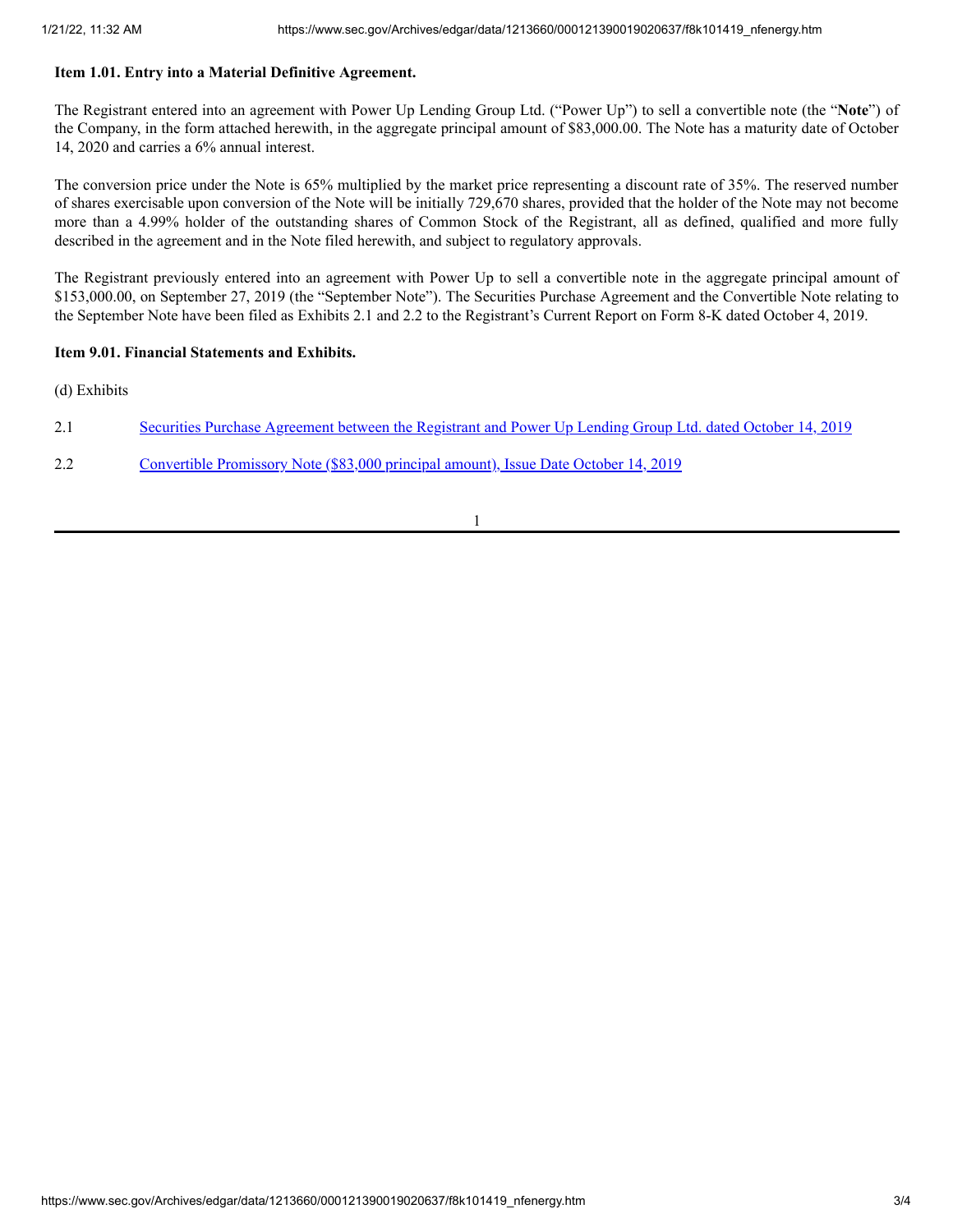**Item 1.01. Entry into a Material Definitive Agreement.**

The Registrant entered into an agreement with Power Up Lending Group Ltd. ("Power Up") to sell a convertible note (the "**Note**") of the Company, in the form attached herewith, in the aggregate principal amount of $83,000.00. The Note has a maturity date of October 14, 2020 and carries a 6% annual interest.

The conversion price under the Note is 65% multiplied by the market price representing a discount rate of 35%. The reserved number of shares exercisable upon conversion of the Note will be initially 729,670 shares, provided that the holder of the Note may not become more than a 4.99% holder of the outstanding shares of Common Stock of the Registrant, all as defined, qualified and more fully described in the agreement and in the Note filed herewith, and subject to regulatory approvals.

The Registrant previously entered into an agreement with Power Up to sell a convertible note in the aggregate principal amount of $153,000.00, on September 27, 2019 (the "September Note"). The Securities Purchase Agreement and the Convertible Note relating to the September Note have been filed as Exhibits 2.1 and 2.2 to the Registrant's Current Report on Form 8-K dated October 4, 2019.

**Item 9.01. Financial Statements and Exhibits.**

(d) Exhibits

| | |
|---|---|
| 2.1 | Securities Purchase Agreement between the Registrant and Power Up Lending Group Ltd. dated October 14, 2019 |
| 2.2 | Convertible Promissory Note ($83,000 principal amount), Issue Date October 14, 2019 |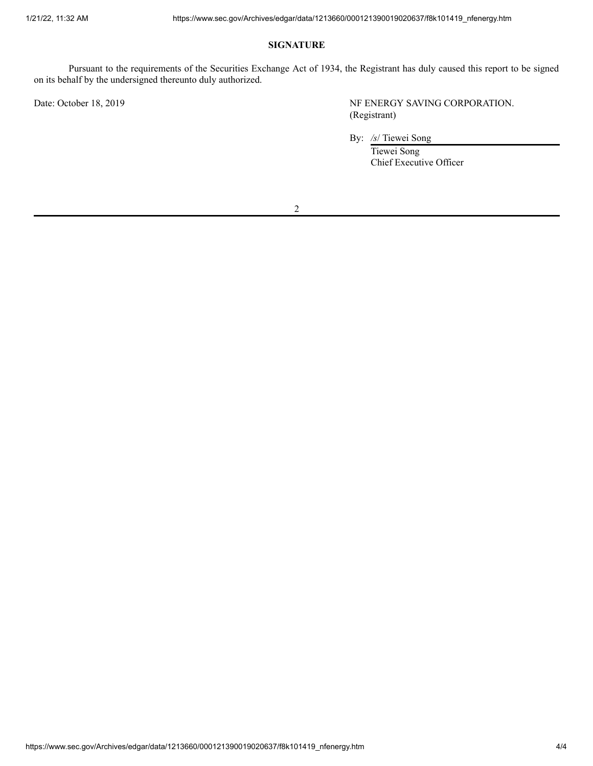**SIGNATURE**

Pursuant to the requirements of the Securities Exchange Act of 1934, the Registrant has duly caused this report to be signed on its behalf by the undersigned thereunto duly authorized.

Date: October 18, 2019

NF ENERGY SAVING CORPORATION.
(Registrant)

By: */s/* Tiewei Song
Tiewei Song
Chief Executive Officer